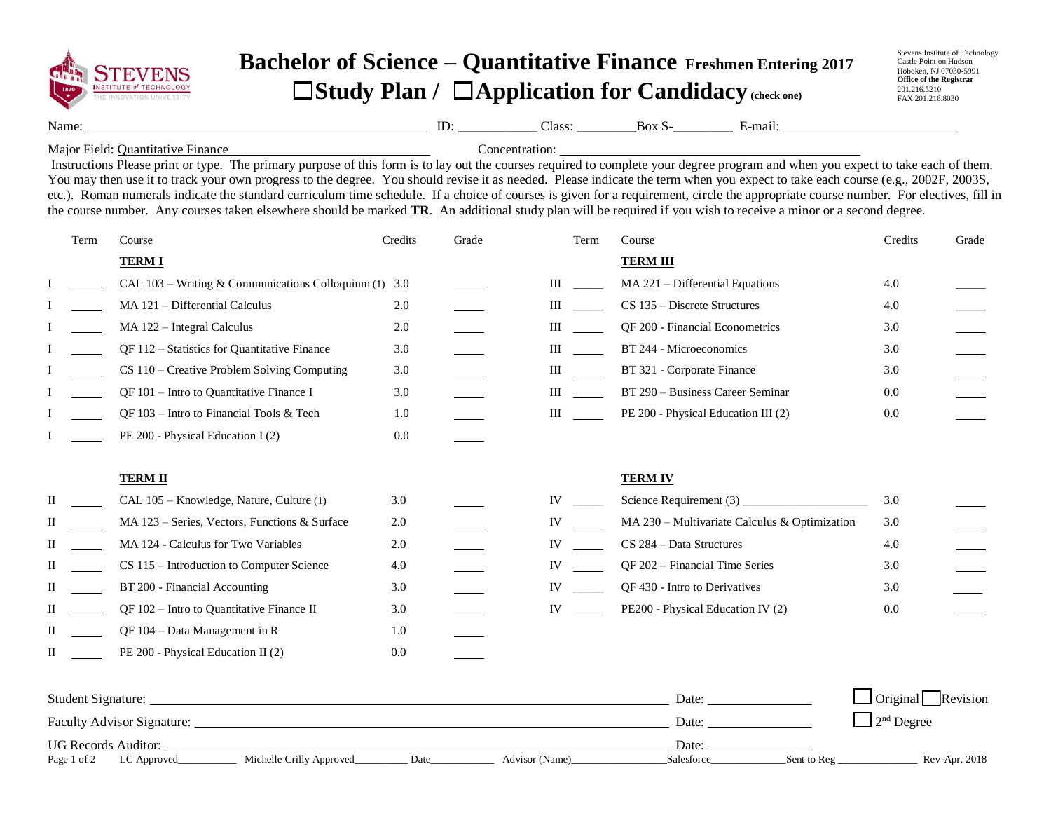# Bachelor of Science – Quantitative Finance Freshmen Entering 2017

## ☐Study Plan / ☐Application for Candidacy (check one)

Stevens Institute of Technology
Castle Point on Hudson
Hoboken, NJ 07030-5991
**Office of the Registrar**
201.216.5210
FAX 201.216.8030

Name: ______________________ ID: ____________ Class: __________ Box S-__________ E-mail: __________________________

Major Field: Quantitative Finance ______________________ Concentration: ______________________________________________

Instructions Please print or type. The primary purpose of this form is to lay out the courses required to complete your degree program and when you expect to take each of them. You may then use it to track your own progress to the degree. You should revise it as needed. Please indicate the term when you expect to take each course (e.g., 2002F, 2003S, etc.). Roman numerals indicate the standard curriculum time schedule. If a choice of courses is given for a requirement, circle the appropriate course number. For electives, fill in the course number. Any courses taken elsewhere should be marked **TR**. An additional study plan will be required if you wish to receive a minor or a second degree.

| | Term | Course | Credits | Grade |
|---|---|---|---|---|
| | | **TERM I** | | |
| I | _____ | CAL 103 – Writing & Communications Colloquium (1) | 3.0 | _____ |
| I | _____ | MA 121 – Differential Calculus | 2.0 | _____ |
| I | _____ | MA 122 – Integral Calculus | 2.0 | _____ |
| I | _____ | QF 112 – Statistics for Quantitative Finance | 3.0 | _____ |
| I | _____ | CS 110 – Creative Problem Solving Computing | 3.0 | _____ |
| I | _____ | QF 101 – Intro to Quantitative Finance I | 3.0 | _____ |
| I | _____ | QF 103 – Intro to Financial Tools & Tech | 1.0 | _____ |
| I | _____ | PE 200 - Physical Education I (2) | 0.0 | _____ |
| | | **TERM II** | | |
| II | _____ | CAL 105 – Knowledge, Nature, Culture (1) | 3.0 | _____ |
| II | _____ | MA 123 – Series, Vectors, Functions & Surface | 2.0 | _____ |
| II | _____ | MA 124 - Calculus for Two Variables | 2.0 | _____ |
| II | _____ | CS 115 – Introduction to Computer Science | 4.0 | _____ |
| II | _____ | BT 200 - Financial Accounting | 3.0 | _____ |
| II | _____ | QF 102 – Intro to Quantitative Finance II | 3.0 | _____ |
| II | _____ | QF 104 – Data Management in R | 1.0 | _____ |
| II | _____ | PE 200 - Physical Education II (2) | 0.0 | _____ |
| | | **TERM III** | | |
| III | _____ | MA 221 – Differential Equations | 4.0 | _____ |
| III | _____ | CS 135 – Discrete Structures | 4.0 | _____ |
| III | _____ | QF 200 - Financial Econometrics | 3.0 | _____ |
| III | _____ | BT 244 - Microeconomics | 3.0 | _____ |
| III | _____ | BT 321 - Corporate Finance | 3.0 | _____ |
| III | _____ | BT 290 – Business Career Seminar | 0.0 | _____ |
| III | _____ | PE 200 - Physical Education III (2) | 0.0 | _____ |
| | | **TERM IV** | | |
| IV | _____ | Science Requirement (3) ____________________ | 3.0 | _____ |
| IV | _____ | MA 230 – Multivariate Calculus & Optimization | 3.0 | _____ |
| IV | _____ | CS 284 – Data Structures | 4.0 | _____ |
| IV | _____ | QF 202 – Financial Time Series | 3.0 | _____ |
| IV | _____ | QF 430 - Intro to Derivatives | 3.0 | _____ |
| IV | _____ | PE200 - Physical Education IV (2) | 0.0 | _____ |

Student Signature: ________________________________________ Date: ______________ ☐ Original ☐ Revision

Faculty Advisor Signature: __________________________________ Date: ______________ ☐ 2nd Degree

UG Records Auditor: ________________________________________ Date: ______________

LC Approved__________ Michelle Crilly Approved_________ Date___________ Advisor (Name)________________ Salesforce_____________ Sent to Reg ______________ Rev-Apr. 2018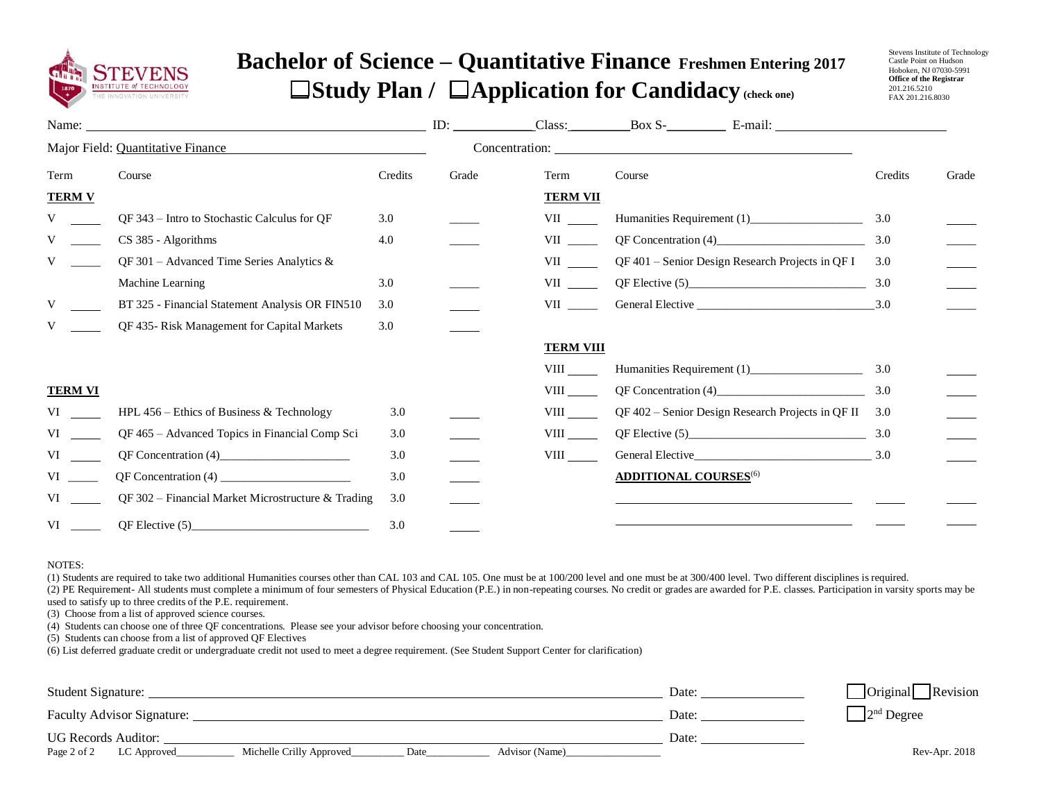# Bachelor of Science – Quantitative Finance Freshmen Entering 2017

## ☐Study Plan / ☐Application for Candidacy (check one)

Stevens Institute of Technology
Castle Point on Hudson
Hoboken, NJ 07030-5991
**Office of the Registrar**
201.216.5210
FAX 201.216.8030

Name: ______________________ ID: ___________ Class: _________ Box S-_________ E-mail: ______________________

Major Field: Quantitative Finance Concentration: ______________________

| Term | Course | Credits | Grade | Term | Course | Credits | Grade |
|---|---|---|---|---|---|---|---|
| **TERM V** | | | | **TERM VII** | | | |
| V _____ | QF 343 – Intro to Stochastic Calculus for QF | 3.0 | _____ | VII _____ | Humanities Requirement (1)__________________ | 3.0 | _____ |
| V _____ | CS 385 - Algorithms | 4.0 | _____ | VII _____ | QF Concentration (4)______________________ | 3.0 | _____ |
| V _____ | QF 301 – Advanced Time Series Analytics & Machine Learning | 3.0 | _____ | VII _____ | QF 401 – Senior Design Research Projects in QF I | 3.0 | _____ |
| V _____ | BT 325 - Financial Statement Analysis OR FIN510 | 3.0 | _____ | VII _____ | QF Elective (5)____________________________ | 3.0 | _____ |
| V _____ | QF 435- Risk Management for Capital Markets | 3.0 | _____ | VII _____ | General Elective ____________________________ | 3.0 | _____ |
| | | | | **TERM VIII** | | | |
| | | | | VIII _____ | Humanities Requirement (1)__________________ | 3.0 | _____ |
| **TERM VI** | | | | VIII _____ | QF Concentration (4)______________________ | 3.0 | _____ |
| VI _____ | HPL 456 – Ethics of Business & Technology | 3.0 | _____ | VIII _____ | QF 402 – Senior Design Research Projects in QF II | 3.0 | _____ |
| VI _____ | QF 465 – Advanced Topics in Financial Comp Sci | 3.0 | _____ | VIII _____ | QF Elective (5)____________________________ | 3.0 | _____ |
| VI _____ | QF Concentration (4)______________________ | 3.0 | _____ | VIII _____ | General Elective____________________________ | 3.0 | _____ |
| VI _____ | QF Concentration (4) ______________________ | 3.0 | _____ | | **ADDITIONAL COURSES**(6) | | |
| VI _____ | QF 302 – Financial Market Microstructure & Trading | 3.0 | _____ | | ______________________________________ | _____ | _____ |
| VI _____ | QF Elective (5)____________________________ | 3.0 | _____ | | ______________________________________ | _____ | _____ |

NOTES:

(1) Students are required to take two additional Humanities courses other than CAL 103 and CAL 105. One must be at 100/200 level and one must be at 300/400 level. Two different disciplines is required.

(2) PE Requirement- All students must complete a minimum of four semesters of Physical Education (P.E.) in non-repeating courses. No credit or grades are awarded for P.E. classes. Participation in varsity sports may be used to satisfy up to three credits of the P.E. requirement.

(3) Choose from a list of approved science courses.

(4) Students can choose one of three QF concentrations. Please see your advisor before choosing your concentration.

(5) Students can choose from a list of approved QF Electives

(6) List deferred graduate credit or undergraduate credit not used to meet a degree requirement. (See Student Support Center for clarification)

Student Signature: ________________________________________ Date: ______________ ☐Original ☐Revision

Faculty Advisor Signature: __________________________________ Date: ______________ ☐2nd Degree

UG Records Auditor: ______________________________________ Date: ______________

LC Approved__________ Michelle Crilly Approved_________ Date___________ Advisor (Name)________________

Rev-Apr. 2018